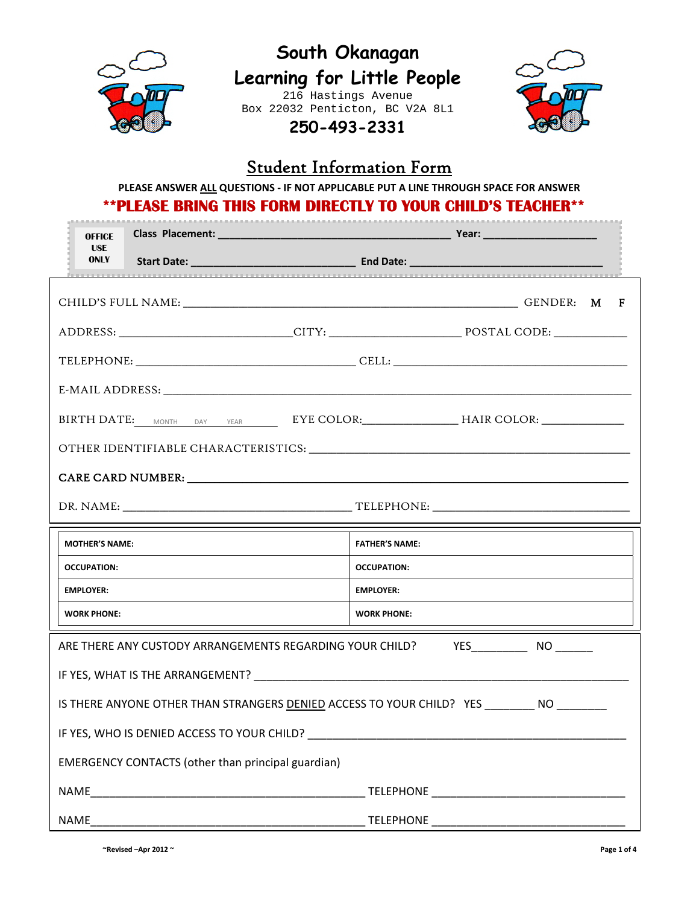# South Okanagan Learning for Little People

216 Hastings Avenue
Box 22032 Penticton, BC V2A 8L1

**250-493-2331**

## Student Information Form

**PLEASE ANSWER ALL QUESTIONS - IF NOT APPLICABLE PUT A LINE THROUGH SPACE FOR ANSWER**

****PLEASE BRING THIS FORM DIRECTLY TO YOUR CHILD'S TEACHER****

| OFFICE USE ONLY | **Class Placement:** ______________________ **Year:** ____________ |
|---|---|
| | **Start Date:** ________________ **End Date:** ____________________ |

CHILD'S FULL NAME: ______________________________________ GENDER: **M** **F**

ADDRESS: ____________________ CITY: ________________ POSTAL CODE: __________

TELEPHONE: __________________________ CELL: ______________________________

E-MAIL ADDRESS: ____________________________________________________________

BIRTH DATE: ___MONTH___ DAY___ YEAR___ EYE COLOR: ___________ HAIR COLOR: ___________

OTHER IDENTIFIABLE CHARACTERISTICS: ________________________________________

CARE CARD NUMBER: __________________________________________________________

DR. NAME: ____________________________ TELEPHONE: __________________________

| **MOTHER'S NAME:** | **FATHER'S NAME:** |
|---|---|
| **OCCUPATION:** | **OCCUPATION:** |
| **EMPLOYER:** | **EMPLOYER:** |
| **WORK PHONE:** | **WORK PHONE:** |

ARE THERE ANY CUSTODY ARRANGEMENTS REGARDING YOUR CHILD? YES________ NO ______

IF YES, WHAT IS THE ARRANGEMENT? ___________________________________________

IS THERE ANYONE OTHER THAN STRANGERS DENIED ACCESS TO YOUR CHILD? YES ________ NO ________

IF YES, WHO IS DENIED ACCESS TO YOUR CHILD? ________________________________

EMERGENCY CONTACTS (other than principal guardian)

NAME_________________________________ TELEPHONE ___________________________

NAME_________________________________ TELEPHONE ___________________________

~Revised –Apr 2012 ~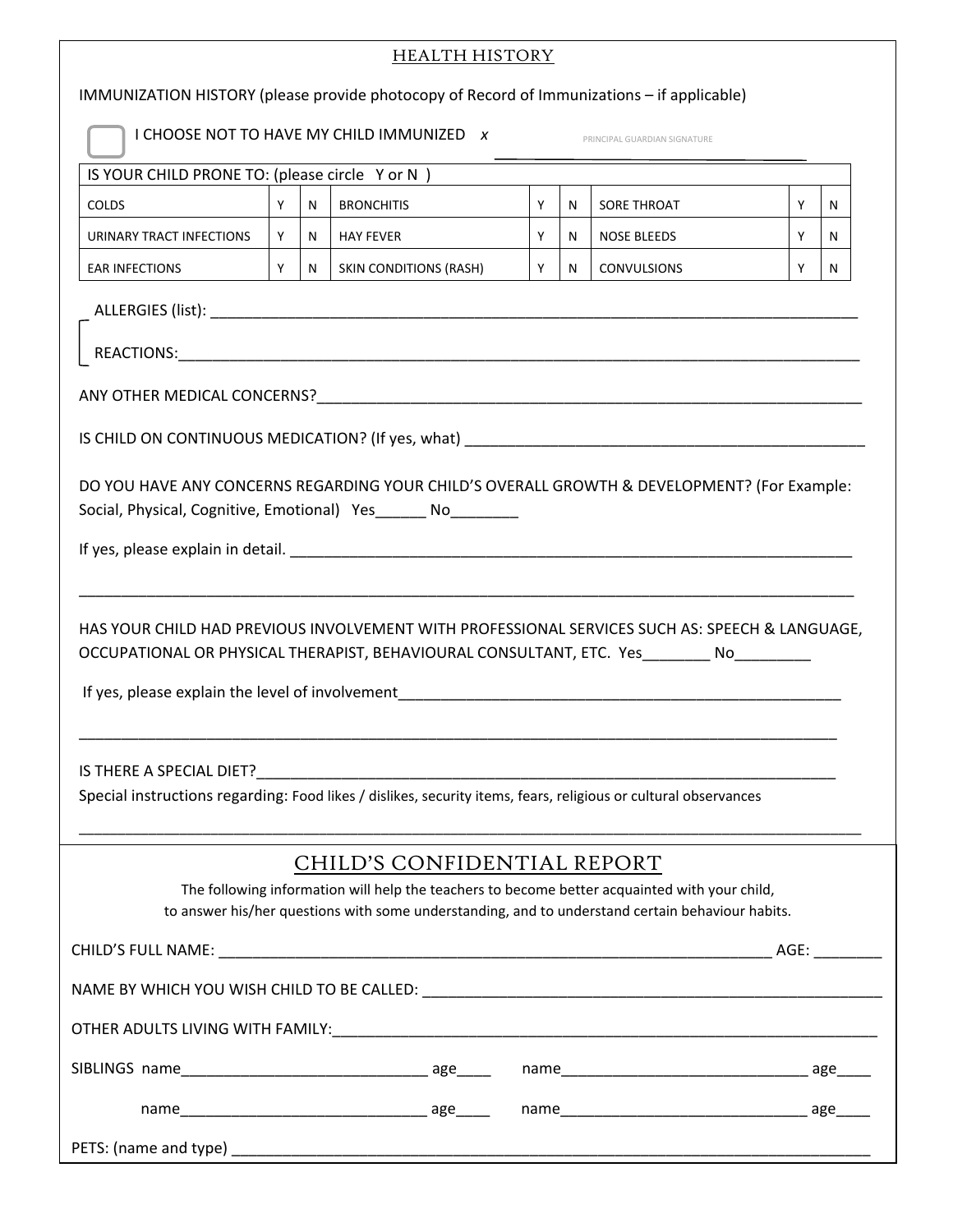## HEALTH HISTORY

IMMUNIZATION HISTORY (please provide photocopy of Record of Immunizations – if applicable)

☐ I CHOOSE NOT TO HAVE MY CHILD IMMUNIZED x ______________________________ PRINCIPAL GUARDIAN SIGNATURE

| IS YOUR CHILD PRONE TO: (please circle Y or N ) | | | | | | | | |
|---|---|---|---|---|---|---|---|---|
| COLDS | Y | N | BRONCHITIS | Y | N | SORE THROAT | Y | N |
| URINARY TRACT INFECTIONS | Y | N | HAY FEVER | Y | N | NOSE BLEEDS | Y | N |
| EAR INFECTIONS | Y | N | SKIN CONDITIONS (RASH) | Y | N | CONVULSIONS | Y | N |

ALLERGIES (list): ____________________________________________________________________________

REACTIONS:__________________________________________________________________________________

ANY OTHER MEDICAL CONCERNS?__________________________________________________________________

IS CHILD ON CONTINUOUS MEDICATION? (If yes, what) ________________________________________________

DO YOU HAVE ANY CONCERNS REGARDING YOUR CHILD'S OVERALL GROWTH & DEVELOPMENT? (For Example: Social, Physical, Cognitive, Emotional) Yes______ No________

If yes, please explain in detail. _______________________________________________________________

____________________________________________________________________________________________

HAS YOUR CHILD HAD PREVIOUS INVOLVEMENT WITH PROFESSIONAL SERVICES SUCH AS: SPEECH & LANGUAGE, OCCUPATIONAL OR PHYSICAL THERAPIST, BEHAVIOURAL CONSULTANT, ETC. Yes________ No_________

If yes, please explain the level of involvement______________________________________________________

____________________________________________________________________________________________

IS THERE A SPECIAL DIET?_____________________________________________________________________

Special instructions regarding: Food likes / dislikes, security items, fears, religious or cultural observances

____________________________________________________________________________________________

## CHILD'S CONFIDENTIAL REPORT

The following information will help the teachers to become better acquainted with your child, to answer his/her questions with some understanding, and to understand certain behaviour habits.

CHILD'S FULL NAME: __________________________________________________________ AGE: ________

NAME BY WHICH YOU WISH CHILD TO BE CALLED: _____________________________________________

OTHER ADULTS LIVING WITH FAMILY:______________________________________________________

SIBLINGS name_____________________________ age____ name_____________________________ age____

name_____________________________ age____ name_____________________________ age____

PETS: (name and type) ______________________________________________________________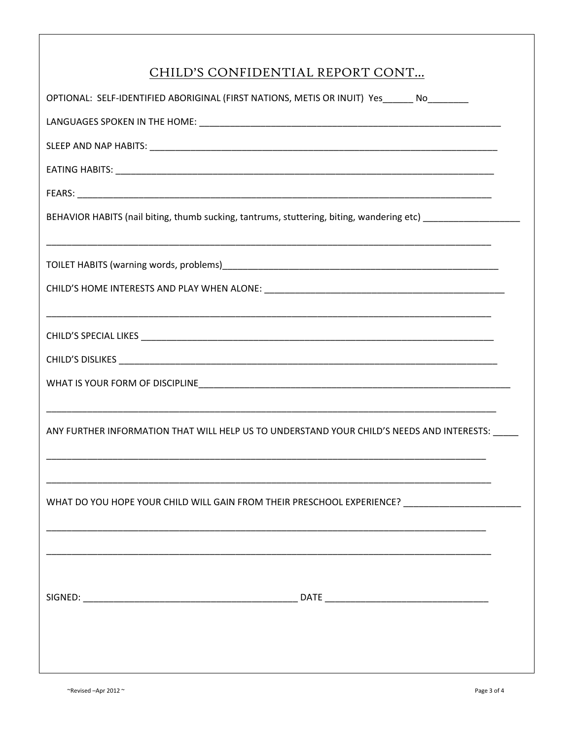# CHILD'S CONFIDENTIAL REPORT CONT…

OPTIONAL: SELF-IDENTIFIED ABORIGINAL (FIRST NATIONS, METIS OR INUIT) Yes______ No________

LANGUAGES SPOKEN IN THE HOME: ____________________________________________________________

SLEEP AND NAP HABITS: ______________________________________________________________________

EATING HABITS: ____________________________________________________________________________

FEARS: ___________________________________________________________________________________

BEHAVIOR HABITS (nail biting, thumb sucking, tantrums, stuttering, biting, wandering etc) ___________________

_________________________________________________________________________________________

TOILET HABITS (warning words, problems)_____________________________________________________

CHILD'S HOME INTERESTS AND PLAY WHEN ALONE: ______________________________________________

_________________________________________________________________________________________

CHILD'S SPECIAL LIKES ______________________________________________________________________

CHILD'S DISLIKES __________________________________________________________________________

WHAT IS YOUR FORM OF DISCIPLINE__________________________________________________________

_________________________________________________________________________________________

ANY FURTHER INFORMATION THAT WILL HELP US TO UNDERSTAND YOUR CHILD'S NEEDS AND INTERESTS: _____

_________________________________________________________________________________________

_________________________________________________________________________________________

WHAT DO YOU HOPE YOUR CHILD WILL GAIN FROM THEIR PRESCHOOL EXPERIENCE? _______________________

_________________________________________________________________________________________

_________________________________________________________________________________________

SIGNED: ________________________________________ DATE _______________________________

~Revised –Apr 2012 ~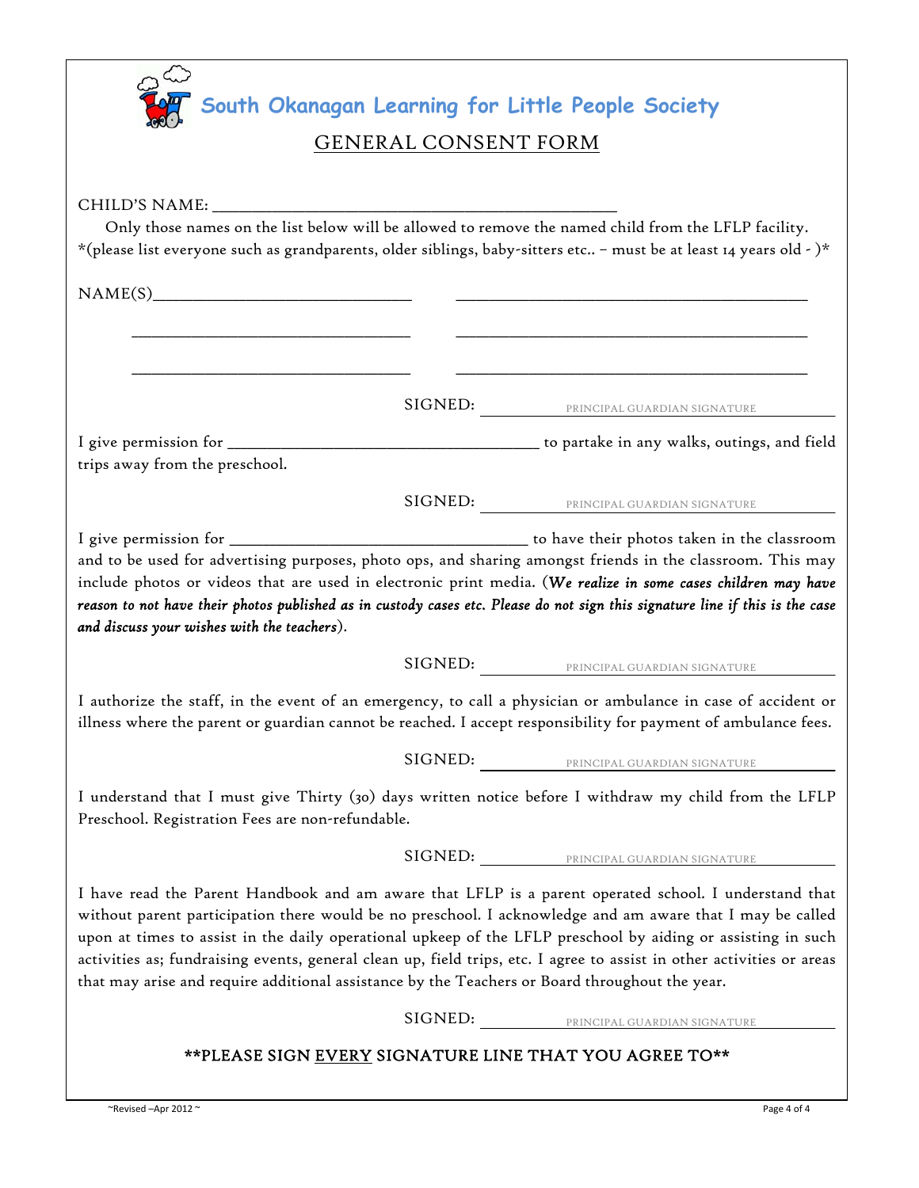# South Okanagan Learning for Little People Society

## GENERAL CONSENT FORM

CHILD'S NAME: ______________________________________________

Only those names on the list below will be allowed to remove the named child from the LFLP facility.
*(please list everyone such as grandparents, older siblings, baby-sitters etc.. – must be at least 14 years old - )*

NAME(S)______________________________ ________________________________________

______________________________ ________________________________________

______________________________ ________________________________________

SIGNED: ______________ PRINCIPAL GUARDIAN SIGNATURE

I give permission for ___________________________________ to partake in any walks, outings, and field trips away from the preschool.

SIGNED: ______________ PRINCIPAL GUARDIAN SIGNATURE

I give permission for __________________________________ to have their photos taken in the classroom and to be used for advertising purposes, photo ops, and sharing amongst friends in the classroom. This may include photos or videos that are used in electronic print media. (***We realize in some cases children may have reason to not have their photos published as in custody cases etc. Please do not sign this signature line if this is the case and discuss your wishes with the teachers***).

SIGNED: ______________ PRINCIPAL GUARDIAN SIGNATURE

I authorize the staff, in the event of an emergency, to call a physician or ambulance in case of accident or illness where the parent or guardian cannot be reached. I accept responsibility for payment of ambulance fees.

SIGNED: ______________ PRINCIPAL GUARDIAN SIGNATURE

I understand that I must give Thirty (30) days written notice before I withdraw my child from the LFLP Preschool. Registration Fees are non-refundable.

SIGNED: ______________ PRINCIPAL GUARDIAN SIGNATURE

I have read the Parent Handbook and am aware that LFLP is a parent operated school. I understand that without parent participation there would be no preschool. I acknowledge and am aware that I may be called upon at times to assist in the daily operational upkeep of the LFLP preschool by aiding or assisting in such activities as; fundraising events, general clean up, field trips, etc. I agree to assist in other activities or areas that may arise and require additional assistance by the Teachers or Board throughout the year.

SIGNED: ______________ PRINCIPAL GUARDIAN SIGNATURE

**PLEASE SIGN EVERY SIGNATURE LINE THAT YOU AGREE TO**

~Revised –Apr 2012 ~